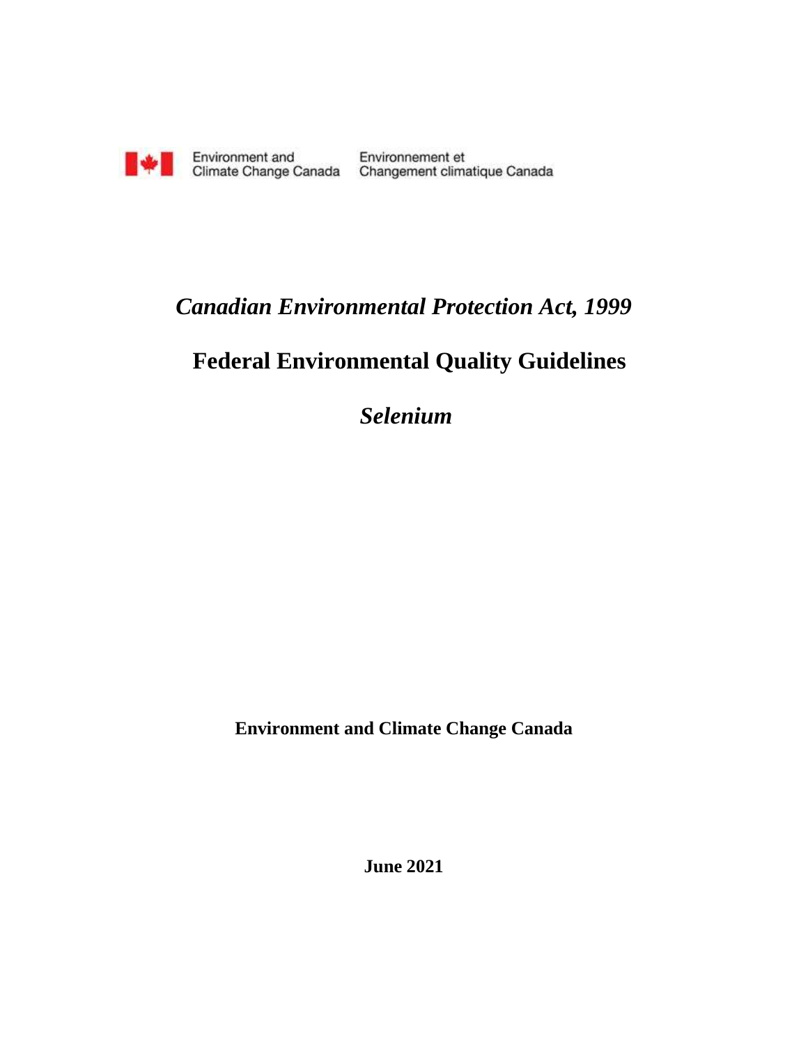Environment and Climate Change Canada    Environnement et Changement climatique Canada

# *Canadian Environmental Protection Act, 1999*

# Federal Environmental Quality Guidelines

# *Selenium*

**Environment and Climate Change Canada**

**June 2021**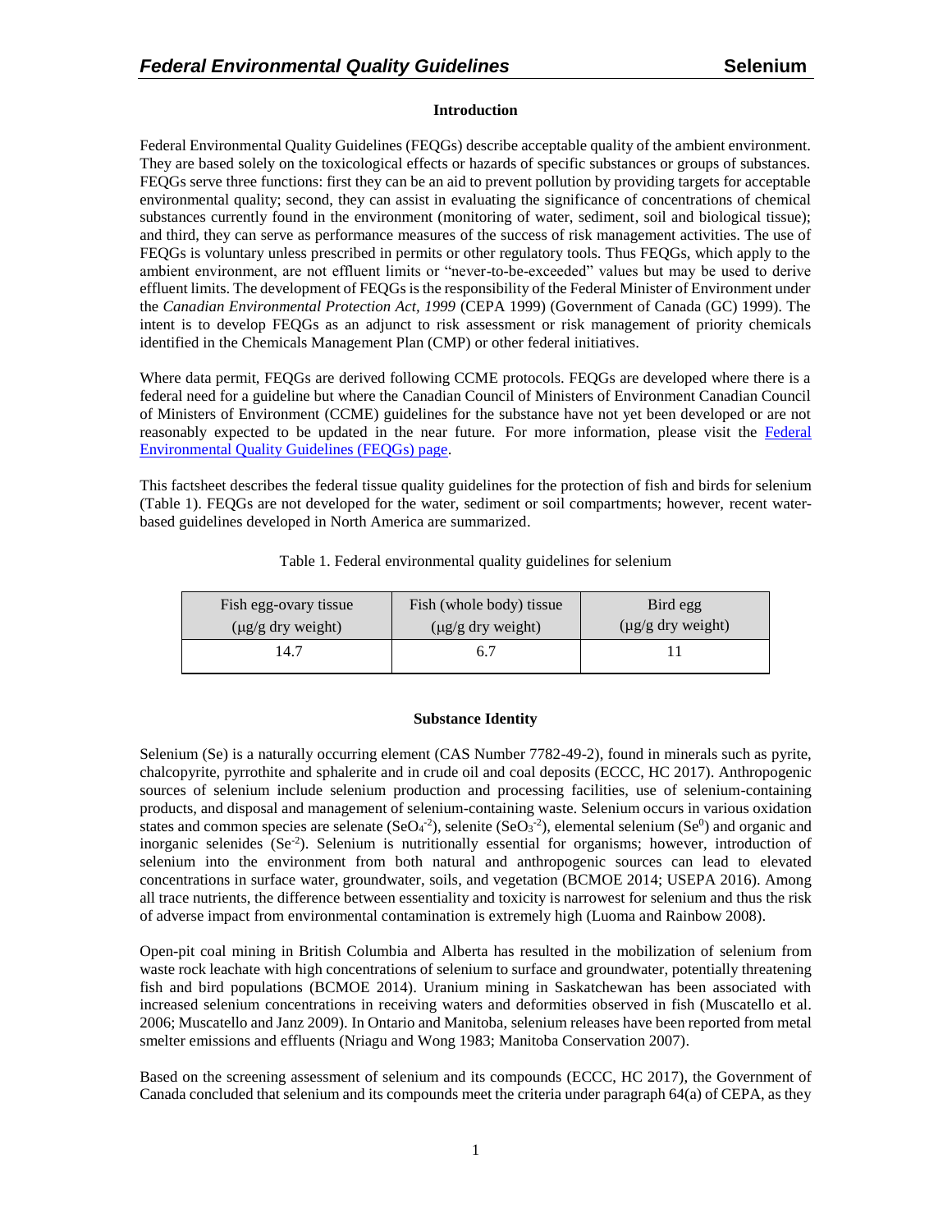## Introduction

Federal Environmental Quality Guidelines (FEQGs) describe acceptable quality of the ambient environment. They are based solely on the toxicological effects or hazards of specific substances or groups of substances. FEQGs serve three functions: first they can be an aid to prevent pollution by providing targets for acceptable environmental quality; second, they can assist in evaluating the significance of concentrations of chemical substances currently found in the environment (monitoring of water, sediment, soil and biological tissue); and third, they can serve as performance measures of the success of risk management activities. The use of FEQGs is voluntary unless prescribed in permits or other regulatory tools. Thus FEQGs, which apply to the ambient environment, are not effluent limits or "never-to-be-exceeded" values but may be used to derive effluent limits. The development of FEQGs is the responsibility of the Federal Minister of Environment under the *Canadian Environmental Protection Act, 1999* (CEPA 1999) (Government of Canada (GC) 1999). The intent is to develop FEQGs as an adjunct to risk assessment or risk management of priority chemicals identified in the Chemicals Management Plan (CMP) or other federal initiatives.

Where data permit, FEQGs are derived following CCME protocols. FEQGs are developed where there is a federal need for a guideline but where the Canadian Council of Ministers of Environment Canadian Council of Ministers of Environment (CCME) guidelines for the substance have not yet been developed or are not reasonably expected to be updated in the near future. For more information, please visit the Federal Environmental Quality Guidelines (FEQGs) page.

This factsheet describes the federal tissue quality guidelines for the protection of fish and birds for selenium (Table 1). FEQGs are not developed for the water, sediment or soil compartments; however, recent water-based guidelines developed in North America are summarized.

Table 1. Federal environmental quality guidelines for selenium

| Fish egg-ovary tissue (µg/g dry weight) | Fish (whole body) tissue (µg/g dry weight) | Bird egg (µg/g dry weight) |
|---|---|---|
| 14.7 | 6.7 | 11 |

## Substance Identity

Selenium (Se) is a naturally occurring element (CAS Number 7782-49-2), found in minerals such as pyrite, chalcopyrite, pyrrhotite and sphalerite and in crude oil and coal deposits (ECCC, HC 2017). Anthropogenic sources of selenium include selenium production and processing facilities, use of selenium-containing products, and disposal and management of selenium-containing waste. Selenium occurs in various oxidation states and common species are selenate ($SeO_4^{-2}$), selenite ($SeO_3^{-2}$), elemental selenium ($Se^0$) and organic and inorganic selenides ($Se^{-2}$). Selenium is nutritionally essential for organisms; however, introduction of selenium into the environment from both natural and anthropogenic sources can lead to elevated concentrations in surface water, groundwater, soils, and vegetation (BCMOE 2014; USEPA 2016). Among all trace nutrients, the difference between essentiality and toxicity is narrowest for selenium and thus the risk of adverse impact from environmental contamination is extremely high (Luoma and Rainbow 2008).

Open-pit coal mining in British Columbia and Alberta has resulted in the mobilization of selenium from waste rock leachate with high concentrations of selenium to surface and groundwater, potentially threatening fish and bird populations (BCMOE 2014). Uranium mining in Saskatchewan has been associated with increased selenium concentrations in receiving waters and deformities observed in fish (Muscatello et al. 2006; Muscatello and Janz 2009). In Ontario and Manitoba, selenium releases have been reported from metal smelter emissions and effluents (Nriagu and Wong 1983; Manitoba Conservation 2007).

Based on the screening assessment of selenium and its compounds (ECCC, HC 2017), the Government of Canada concluded that selenium and its compounds meet the criteria under paragraph 64(a) of CEPA, as they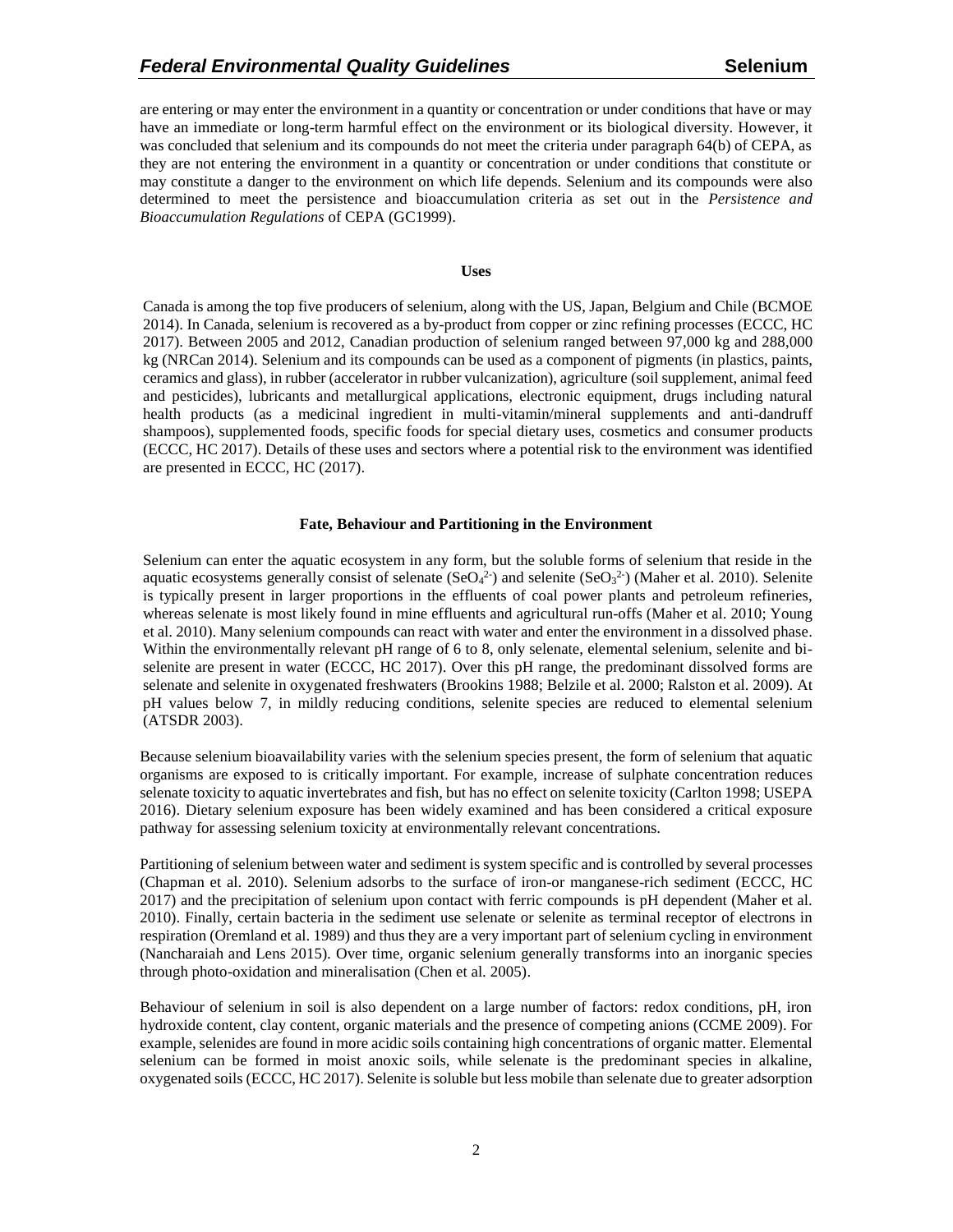are entering or may enter the environment in a quantity or concentration or under conditions that have or may have an immediate or long-term harmful effect on the environment or its biological diversity. However, it was concluded that selenium and its compounds do not meet the criteria under paragraph 64(b) of CEPA, as they are not entering the environment in a quantity or concentration or under conditions that constitute or may constitute a danger to the environment on which life depends. Selenium and its compounds were also determined to meet the persistence and bioaccumulation criteria as set out in the *Persistence and Bioaccumulation Regulations* of CEPA (GC1999).

## Uses

Canada is among the top five producers of selenium, along with the US, Japan, Belgium and Chile (BCMOE 2014). In Canada, selenium is recovered as a by-product from copper or zinc refining processes (ECCC, HC 2017). Between 2005 and 2012, Canadian production of selenium ranged between 97,000 kg and 288,000 kg (NRCan 2014). Selenium and its compounds can be used as a component of pigments (in plastics, paints, ceramics and glass), in rubber (accelerator in rubber vulcanization), agriculture (soil supplement, animal feed and pesticides), lubricants and metallurgical applications, electronic equipment, drugs including natural health products (as a medicinal ingredient in multi-vitamin/mineral supplements and anti-dandruff shampoos), supplemented foods, specific foods for special dietary uses, cosmetics and consumer products (ECCC, HC 2017). Details of these uses and sectors where a potential risk to the environment was identified are presented in ECCC, HC (2017).

## Fate, Behaviour and Partitioning in the Environment

Selenium can enter the aquatic ecosystem in any form, but the soluble forms of selenium that reside in the aquatic ecosystems generally consist of selenate ($SeO_4^{2-}$) and selenite ($SeO_3^{2-}$) (Maher et al. 2010). Selenite is typically present in larger proportions in the effluents of coal power plants and petroleum refineries, whereas selenate is most likely found in mine effluents and agricultural run-offs (Maher et al. 2010; Young et al. 2010). Many selenium compounds can react with water and enter the environment in a dissolved phase. Within the environmentally relevant pH range of 6 to 8, only selenate, elemental selenium, selenite and bi-selenite are present in water (ECCC, HC 2017). Over this pH range, the predominant dissolved forms are selenate and selenite in oxygenated freshwaters (Brookins 1988; Belzile et al. 2000; Ralston et al. 2009). At pH values below 7, in mildly reducing conditions, selenite species are reduced to elemental selenium (ATSDR 2003).

Because selenium bioavailability varies with the selenium species present, the form of selenium that aquatic organisms are exposed to is critically important. For example, increase of sulphate concentration reduces selenate toxicity to aquatic invertebrates and fish, but has no effect on selenite toxicity (Carlton 1998; USEPA 2016). Dietary selenium exposure has been widely examined and has been considered a critical exposure pathway for assessing selenium toxicity at environmentally relevant concentrations.

Partitioning of selenium between water and sediment is system specific and is controlled by several processes (Chapman et al. 2010). Selenium adsorbs to the surface of iron-or manganese-rich sediment (ECCC, HC 2017) and the precipitation of selenium upon contact with ferric compounds is pH dependent (Maher et al. 2010). Finally, certain bacteria in the sediment use selenate or selenite as terminal receptor of electrons in respiration (Oremland et al. 1989) and thus they are a very important part of selenium cycling in environment (Nancharaiah and Lens 2015). Over time, organic selenium generally transforms into an inorganic species through photo-oxidation and mineralisation (Chen et al. 2005).

Behaviour of selenium in soil is also dependent on a large number of factors: redox conditions, pH, iron hydroxide content, clay content, organic materials and the presence of competing anions (CCME 2009). For example, selenides are found in more acidic soils containing high concentrations of organic matter. Elemental selenium can be formed in moist anoxic soils, while selenate is the predominant species in alkaline, oxygenated soils (ECCC, HC 2017). Selenite is soluble but less mobile than selenate due to greater adsorption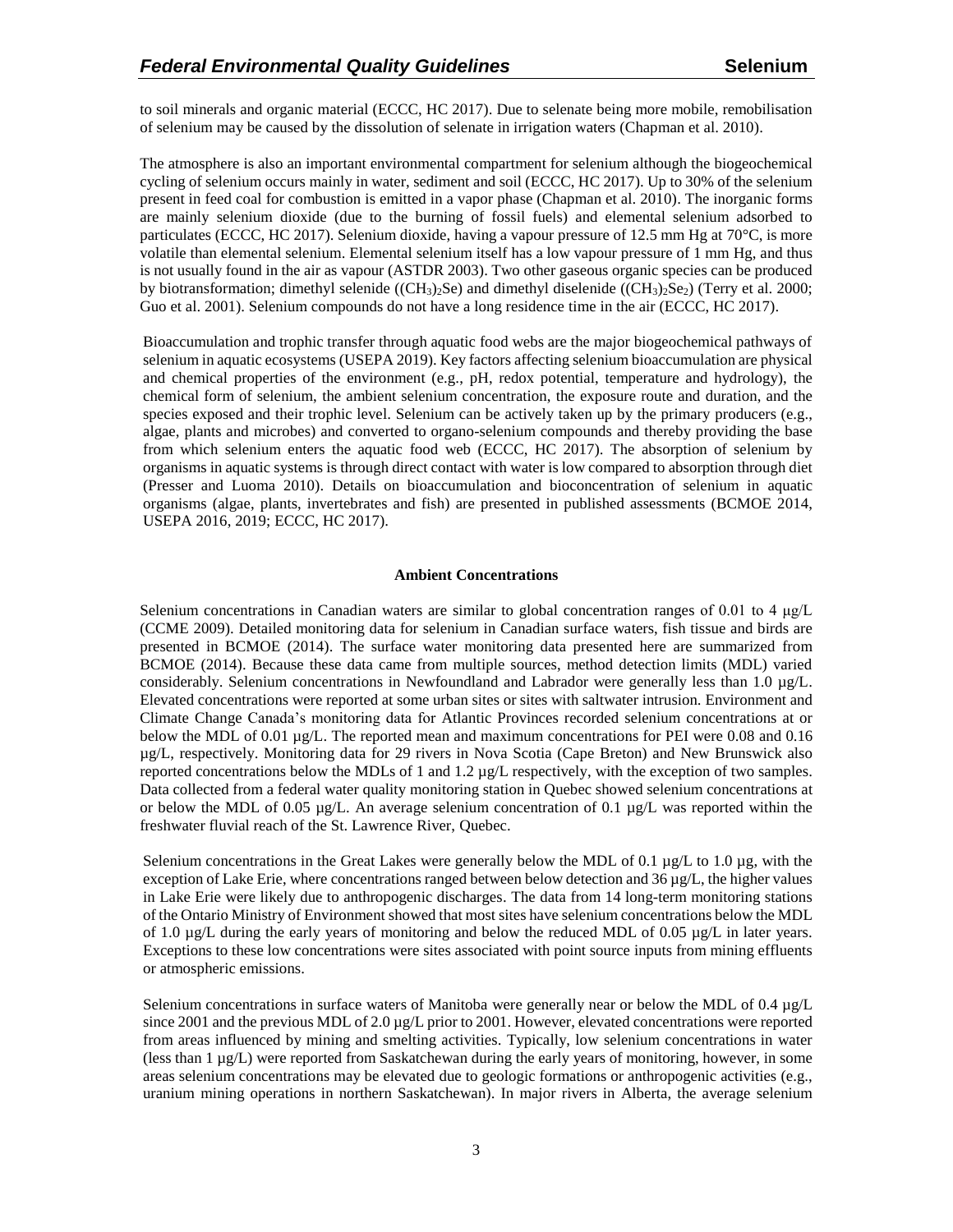to soil minerals and organic material (ECCC, HC 2017). Due to selenate being more mobile, remobilisation of selenium may be caused by the dissolution of selenate in irrigation waters (Chapman et al. 2010).

The atmosphere is also an important environmental compartment for selenium although the biogeochemical cycling of selenium occurs mainly in water, sediment and soil (ECCC, HC 2017). Up to 30% of the selenium present in feed coal for combustion is emitted in a vapor phase (Chapman et al. 2010). The inorganic forms are mainly selenium dioxide (due to the burning of fossil fuels) and elemental selenium adsorbed to particulates (ECCC, HC 2017). Selenium dioxide, having a vapour pressure of 12.5 mm Hg at 70°C, is more volatile than elemental selenium. Elemental selenium itself has a low vapour pressure of 1 mm Hg, and thus is not usually found in the air as vapour (ASTDR 2003). Two other gaseous organic species can be produced by biotransformation; dimethyl selenide ($(CH_3)_2Se$) and dimethyl diselenide ($(CH_3)_2Se_2$) (Terry et al. 2000; Guo et al. 2001). Selenium compounds do not have a long residence time in the air (ECCC, HC 2017).

Bioaccumulation and trophic transfer through aquatic food webs are the major biogeochemical pathways of selenium in aquatic ecosystems (USEPA 2019). Key factors affecting selenium bioaccumulation are physical and chemical properties of the environment (e.g., pH, redox potential, temperature and hydrology), the chemical form of selenium, the ambient selenium concentration, the exposure route and duration, and the species exposed and their trophic level. Selenium can be actively taken up by the primary producers (e.g., algae, plants and microbes) and converted to organo-selenium compounds and thereby providing the base from which selenium enters the aquatic food web (ECCC, HC 2017). The absorption of selenium by organisms in aquatic systems is through direct contact with water is low compared to absorption through diet (Presser and Luoma 2010). Details on bioaccumulation and bioconcentration of selenium in aquatic organisms (algae, plants, invertebrates and fish) are presented in published assessments (BCMOE 2014, USEPA 2016, 2019; ECCC, HC 2017).

## Ambient Concentrations

Selenium concentrations in Canadian waters are similar to global concentration ranges of 0.01 to 4 µg/L (CCME 2009). Detailed monitoring data for selenium in Canadian surface waters, fish tissue and birds are presented in BCMOE (2014). The surface water monitoring data presented here are summarized from BCMOE (2014). Because these data came from multiple sources, method detection limits (MDL) varied considerably. Selenium concentrations in Newfoundland and Labrador were generally less than 1.0 µg/L. Elevated concentrations were reported at some urban sites or sites with saltwater intrusion. Environment and Climate Change Canada's monitoring data for Atlantic Provinces recorded selenium concentrations at or below the MDL of 0.01 µg/L. The reported mean and maximum concentrations for PEI were 0.08 and 0.16 µg/L, respectively. Monitoring data for 29 rivers in Nova Scotia (Cape Breton) and New Brunswick also reported concentrations below the MDLs of 1 and 1.2 µg/L respectively, with the exception of two samples. Data collected from a federal water quality monitoring station in Quebec showed selenium concentrations at or below the MDL of 0.05 µg/L. An average selenium concentration of 0.1 µg/L was reported within the freshwater fluvial reach of the St. Lawrence River, Quebec.

Selenium concentrations in the Great Lakes were generally below the MDL of 0.1 µg/L to 1.0 µg, with the exception of Lake Erie, where concentrations ranged between below detection and 36 µg/L, the higher values in Lake Erie were likely due to anthropogenic discharges. The data from 14 long-term monitoring stations of the Ontario Ministry of Environment showed that most sites have selenium concentrations below the MDL of 1.0 µg/L during the early years of monitoring and below the reduced MDL of 0.05 µg/L in later years. Exceptions to these low concentrations were sites associated with point source inputs from mining effluents or atmospheric emissions.

Selenium concentrations in surface waters of Manitoba were generally near or below the MDL of 0.4 µg/L since 2001 and the previous MDL of 2.0 µg/L prior to 2001. However, elevated concentrations were reported from areas influenced by mining and smelting activities. Typically, low selenium concentrations in water (less than 1 µg/L) were reported from Saskatchewan during the early years of monitoring, however, in some areas selenium concentrations may be elevated due to geologic formations or anthropogenic activities (e.g., uranium mining operations in northern Saskatchewan). In major rivers in Alberta, the average selenium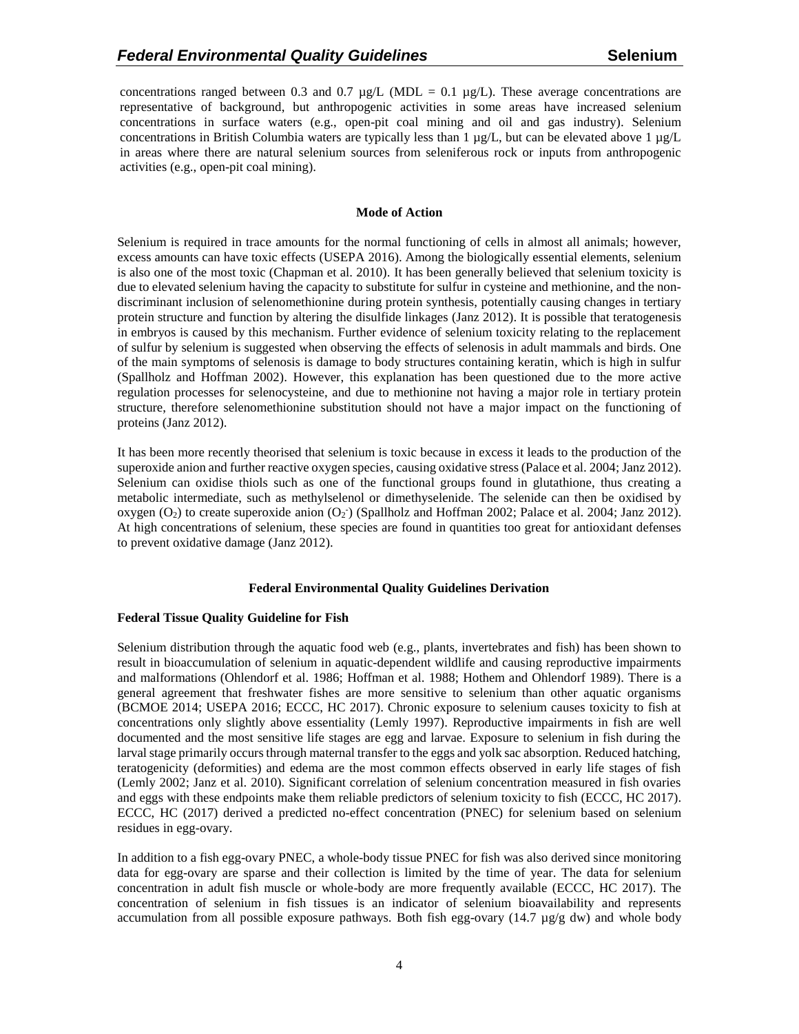concentrations ranged between 0.3 and 0.7 µg/L (MDL = 0.1 µg/L). These average concentrations are representative of background, but anthropogenic activities in some areas have increased selenium concentrations in surface waters (e.g., open-pit coal mining and oil and gas industry). Selenium concentrations in British Columbia waters are typically less than 1 µg/L, but can be elevated above 1 µg/L in areas where there are natural selenium sources from seleniferous rock or inputs from anthropogenic activities (e.g., open-pit coal mining).

## Mode of Action

Selenium is required in trace amounts for the normal functioning of cells in almost all animals; however, excess amounts can have toxic effects (USEPA 2016). Among the biologically essential elements, selenium is also one of the most toxic (Chapman et al. 2010). It has been generally believed that selenium toxicity is due to elevated selenium having the capacity to substitute for sulfur in cysteine and methionine, and the non-discriminant inclusion of selenomethionine during protein synthesis, potentially causing changes in tertiary protein structure and function by altering the disulfide linkages (Janz 2012). It is possible that teratogenesis in embryos is caused by this mechanism. Further evidence of selenium toxicity relating to the replacement of sulfur by selenium is suggested when observing the effects of selenosis in adult mammals and birds. One of the main symptoms of selenosis is damage to body structures containing keratin, which is high in sulfur (Spallholz and Hoffman 2002). However, this explanation has been questioned due to the more active regulation processes for selenocysteine, and due to methionine not having a major role in tertiary protein structure, therefore selenomethionine substitution should not have a major impact on the functioning of proteins (Janz 2012).

It has been more recently theorised that selenium is toxic because in excess it leads to the production of the superoxide anion and further reactive oxygen species, causing oxidative stress (Palace et al. 2004; Janz 2012). Selenium can oxidise thiols such as one of the functional groups found in glutathione, thus creating a metabolic intermediate, such as methylselenol or dimethyselenide. The selenide can then be oxidised by oxygen ($O_2$) to create superoxide anion ($O_2^-$) (Spallholz and Hoffman 2002; Palace et al. 2004; Janz 2012). At high concentrations of selenium, these species are found in quantities too great for antioxidant defenses to prevent oxidative damage (Janz 2012).

## Federal Environmental Quality Guidelines Derivation

### Federal Tissue Quality Guideline for Fish

Selenium distribution through the aquatic food web (e.g., plants, invertebrates and fish) has been shown to result in bioaccumulation of selenium in aquatic-dependent wildlife and causing reproductive impairments and malformations (Ohlendorf et al. 1986; Hoffman et al. 1988; Hothem and Ohlendorf 1989). There is a general agreement that freshwater fishes are more sensitive to selenium than other aquatic organisms (BCMOE 2014; USEPA 2016; ECCC, HC 2017). Chronic exposure to selenium causes toxicity to fish at concentrations only slightly above essentiality (Lemly 1997). Reproductive impairments in fish are well documented and the most sensitive life stages are egg and larvae. Exposure to selenium in fish during the larval stage primarily occurs through maternal transfer to the eggs and yolk sac absorption. Reduced hatching, teratogenicity (deformities) and edema are the most common effects observed in early life stages of fish (Lemly 2002; Janz et al. 2010). Significant correlation of selenium concentration measured in fish ovaries and eggs with these endpoints make them reliable predictors of selenium toxicity to fish (ECCC, HC 2017). ECCC, HC (2017) derived a predicted no-effect concentration (PNEC) for selenium based on selenium residues in egg-ovary.

In addition to a fish egg-ovary PNEC, a whole-body tissue PNEC for fish was also derived since monitoring data for egg-ovary are sparse and their collection is limited by the time of year. The data for selenium concentration in adult fish muscle or whole-body are more frequently available (ECCC, HC 2017). The concentration of selenium in fish tissues is an indicator of selenium bioavailability and represents accumulation from all possible exposure pathways. Both fish egg-ovary (14.7 µg/g dw) and whole body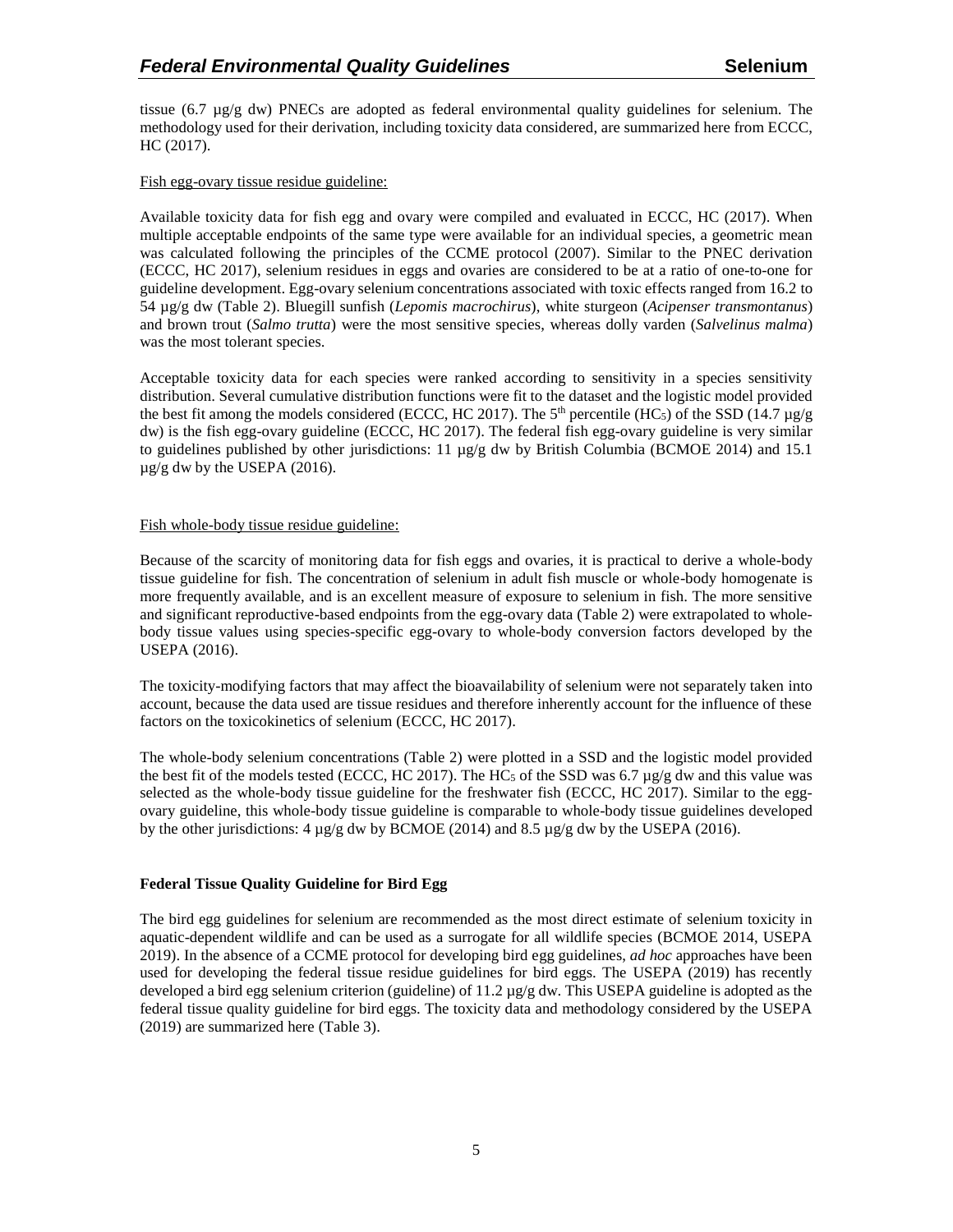tissue (6.7 µg/g dw) PNECs are adopted as federal environmental quality guidelines for selenium. The methodology used for their derivation, including toxicity data considered, are summarized here from ECCC, HC (2017).

Fish egg-ovary tissue residue guideline:

Available toxicity data for fish egg and ovary were compiled and evaluated in ECCC, HC (2017). When multiple acceptable endpoints of the same type were available for an individual species, a geometric mean was calculated following the principles of the CCME protocol (2007). Similar to the PNEC derivation (ECCC, HC 2017), selenium residues in eggs and ovaries are considered to be at a ratio of one-to-one for guideline development. Egg-ovary selenium concentrations associated with toxic effects ranged from 16.2 to 54 µg/g dw (Table 2). Bluegill sunfish (*Lepomis macrochirus*), white sturgeon (*Acipenser transmontanus*) and brown trout (*Salmo trutta*) were the most sensitive species, whereas dolly varden (*Salvelinus malma*) was the most tolerant species.

Acceptable toxicity data for each species were ranked according to sensitivity in a species sensitivity distribution. Several cumulative distribution functions were fit to the dataset and the logistic model provided the best fit among the models considered (ECCC, HC 2017). The 5th percentile ($HC_5$) of the SSD (14.7 µg/g dw) is the fish egg-ovary guideline (ECCC, HC 2017). The federal fish egg-ovary guideline is very similar to guidelines published by other jurisdictions: 11 µg/g dw by British Columbia (BCMOE 2014) and 15.1 µg/g dw by the USEPA (2016).

Fish whole-body tissue residue guideline:

Because of the scarcity of monitoring data for fish eggs and ovaries, it is practical to derive a whole-body tissue guideline for fish. The concentration of selenium in adult fish muscle or whole-body homogenate is more frequently available, and is an excellent measure of exposure to selenium in fish. The more sensitive and significant reproductive-based endpoints from the egg-ovary data (Table 2) were extrapolated to whole-body tissue values using species-specific egg-ovary to whole-body conversion factors developed by the USEPA (2016).

The toxicity-modifying factors that may affect the bioavailability of selenium were not separately taken into account, because the data used are tissue residues and therefore inherently account for the influence of these factors on the toxicokinetics of selenium (ECCC, HC 2017).

The whole-body selenium concentrations (Table 2) were plotted in a SSD and the logistic model provided the best fit of the models tested (ECCC, HC 2017). The $HC_5$ of the SSD was 6.7 µg/g dw and this value was selected as the whole-body tissue guideline for the freshwater fish (ECCC, HC 2017). Similar to the egg-ovary guideline, this whole-body tissue guideline is comparable to whole-body tissue guidelines developed by the other jurisdictions: 4 µg/g dw by BCMOE (2014) and 8.5 µg/g dw by the USEPA (2016).

**Federal Tissue Quality Guideline for Bird Egg**

The bird egg guidelines for selenium are recommended as the most direct estimate of selenium toxicity in aquatic-dependent wildlife and can be used as a surrogate for all wildlife species (BCMOE 2014, USEPA 2019). In the absence of a CCME protocol for developing bird egg guidelines, *ad hoc* approaches have been used for developing the federal tissue residue guidelines for bird eggs. The USEPA (2019) has recently developed a bird egg selenium criterion (guideline) of 11.2 µg/g dw. This USEPA guideline is adopted as the federal tissue quality guideline for bird eggs. The toxicity data and methodology considered by the USEPA (2019) are summarized here (Table 3).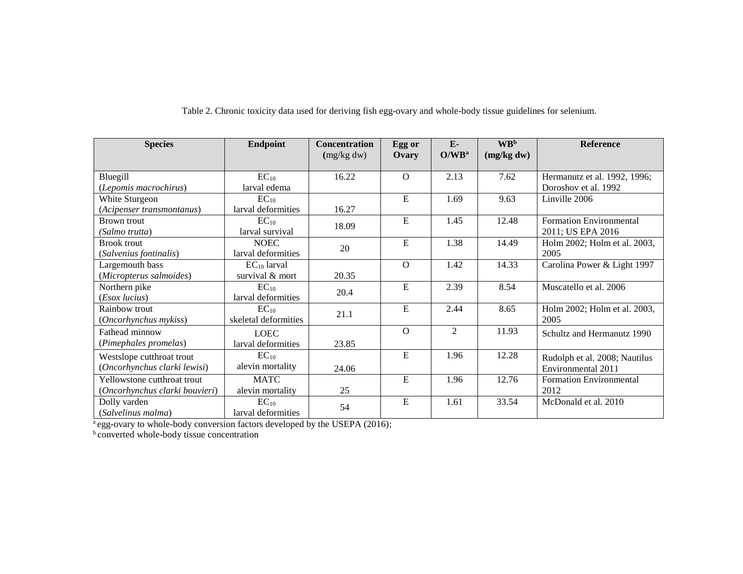Table 2. Chronic toxicity data used for deriving fish egg-ovary and whole-body tissue guidelines for selenium.

| Species | Endpoint | Concentration (mg/kg dw) | Egg or Ovary | E-O/WB[a] | WB[b] (mg/kg dw) | Reference |
|---|---|---|---|---|---|---|
| Bluegill (*Lepomis macrochirus*) | $EC_{10}$ larval edema | 16.22 | O | 2.13 | 7.62 | Hermanutz et al. 1992, 1996; Doroshov et al. 1992 |
| White Sturgeon (*Acipenser transmontanus*) | $EC_{10}$ larval deformities | 16.27 | E | 1.69 | 9.63 | Linville 2006 |
| Brown trout (*Salmo trutta*) | $EC_{10}$ larval survival | 18.09 | E | 1.45 | 12.48 | Formation Environmental 2011; US EPA 2016 |
| Brook trout (*Salvenius fontinalis*) | NOEC larval deformities | 20 | E | 1.38 | 14.49 | Holm 2002; Holm et al. 2003, 2005 |
| Largemouth bass (*Micropterus salmoides*) | $EC_{10}$ larval survival & mort | 20.35 | O | 1.42 | 14.33 | Carolina Power & Light 1997 |
| Northern pike (*Esox lucius*) | $EC_{10}$ larval deformities | 20.4 | E | 2.39 | 8.54 | Muscatello et al. 2006 |
| Rainbow trout (*Oncorhynchus mykiss*) | $EC_{10}$ skeletal deformities | 21.1 | E | 2.44 | 8.65 | Holm 2002; Holm et al. 2003, 2005 |
| Fathead minnow (*Pimephales promelas*) | LOEC larval deformities | 23.85 | O | 2 | 11.93 | Schultz and Hermanutz 1990 |
| Westslope cutthroat trout (*Oncorhynchus clarki lewisi*) | $EC_{10}$ alevin mortality | 24.06 | E | 1.96 | 12.28 | Rudolph et al. 2008; Nautilus Environmental 2011 |
| Yellowstone cutthroat trout (*Oncorhynchus clarki bouvieri*) | MATC alevin mortality | 25 | E | 1.96 | 12.76 | Formation Environmental 2012 |
| Dolly varden (*Salvelinus malma*) | $EC_{10}$ larval deformities | 54 | E | 1.61 | 33.54 | McDonald et al. 2010 |

[a] egg-ovary to whole-body conversion factors developed by the USEPA (2016);
[b] converted whole-body tissue concentration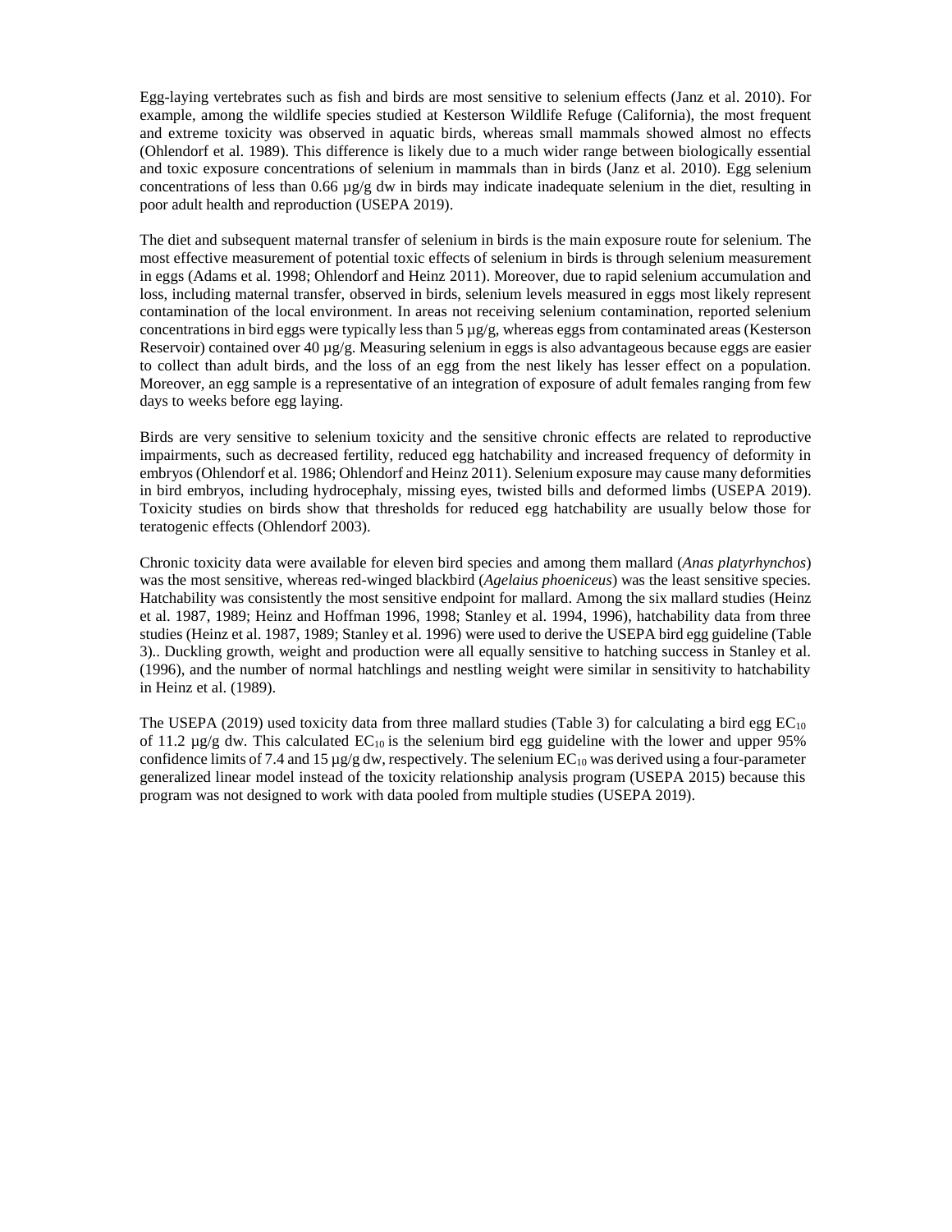Egg-laying vertebrates such as fish and birds are most sensitive to selenium effects (Janz et al. 2010). For example, among the wildlife species studied at Kesterson Wildlife Refuge (California), the most frequent and extreme toxicity was observed in aquatic birds, whereas small mammals showed almost no effects (Ohlendorf et al. 1989). This difference is likely due to a much wider range between biologically essential and toxic exposure concentrations of selenium in mammals than in birds (Janz et al. 2010). Egg selenium concentrations of less than 0.66 µg/g dw in birds may indicate inadequate selenium in the diet, resulting in poor adult health and reproduction (USEPA 2019).

The diet and subsequent maternal transfer of selenium in birds is the main exposure route for selenium. The most effective measurement of potential toxic effects of selenium in birds is through selenium measurement in eggs (Adams et al. 1998; Ohlendorf and Heinz 2011). Moreover, due to rapid selenium accumulation and loss, including maternal transfer, observed in birds, selenium levels measured in eggs most likely represent contamination of the local environment. In areas not receiving selenium contamination, reported selenium concentrations in bird eggs were typically less than 5 µg/g, whereas eggs from contaminated areas (Kesterson Reservoir) contained over 40 µg/g. Measuring selenium in eggs is also advantageous because eggs are easier to collect than adult birds, and the loss of an egg from the nest likely has lesser effect on a population. Moreover, an egg sample is a representative of an integration of exposure of adult females ranging from few days to weeks before egg laying.

Birds are very sensitive to selenium toxicity and the sensitive chronic effects are related to reproductive impairments, such as decreased fertility, reduced egg hatchability and increased frequency of deformity in embryos (Ohlendorf et al. 1986; Ohlendorf and Heinz 2011). Selenium exposure may cause many deformities in bird embryos, including hydrocephaly, missing eyes, twisted bills and deformed limbs (USEPA 2019). Toxicity studies on birds show that thresholds for reduced egg hatchability are usually below those for teratogenic effects (Ohlendorf 2003).

Chronic toxicity data were available for eleven bird species and among them mallard (*Anas platyrhynchos*) was the most sensitive, whereas red-winged blackbird (*Agelaius phoeniceus*) was the least sensitive species. Hatchability was consistently the most sensitive endpoint for mallard. Among the six mallard studies (Heinz et al. 1987, 1989; Heinz and Hoffman 1996, 1998; Stanley et al. 1994, 1996), hatchability data from three studies (Heinz et al. 1987, 1989; Stanley et al. 1996) were used to derive the USEPA bird egg guideline (Table 3).. Duckling growth, weight and production were all equally sensitive to hatching success in Stanley et al. (1996), and the number of normal hatchlings and nestling weight were similar in sensitivity to hatchability in Heinz et al. (1989).

The USEPA (2019) used toxicity data from three mallard studies (Table 3) for calculating a bird egg $EC_{10}$ of 11.2 µg/g dw. This calculated $EC_{10}$ is the selenium bird egg guideline with the lower and upper 95% confidence limits of 7.4 and 15 µg/g dw, respectively. The selenium $EC_{10}$ was derived using a four-parameter generalized linear model instead of the toxicity relationship analysis program (USEPA 2015) because this program was not designed to work with data pooled from multiple studies (USEPA 2019).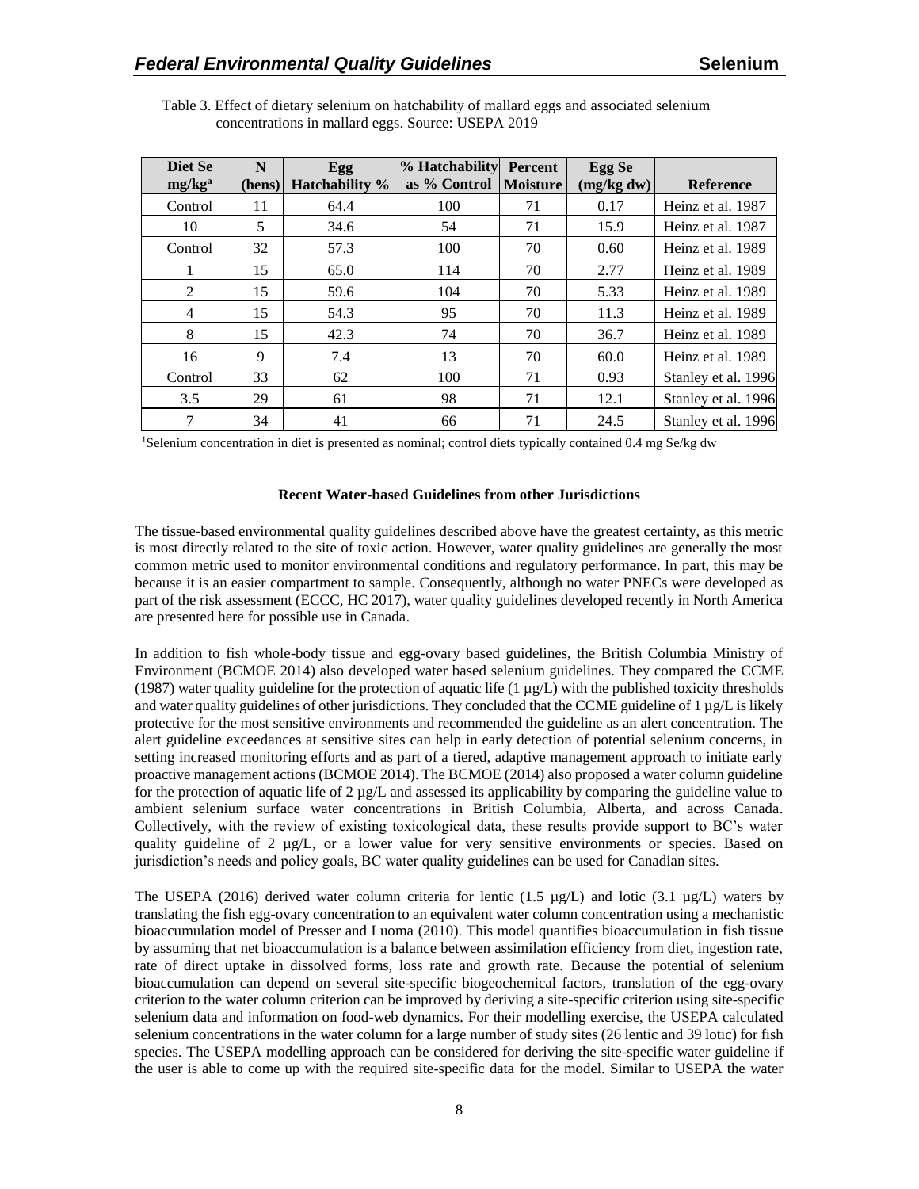Table 3. Effect of dietary selenium on hatchability of mallard eggs and associated selenium concentrations in mallard eggs. Source: USEPA 2019

| Diet Se mg/kg[a] | N (hens) | Egg Hatchability % | % Hatchability as % Control | Percent Moisture | Egg Se (mg/kg dw) | Reference |
|---|---|---|---|---|---|---|
| Control | 11 | 64.4 | 100 | 71 | 0.17 | Heinz et al. 1987 |
| 10 | 5 | 34.6 | 54 | 71 | 15.9 | Heinz et al. 1987 |
| Control | 32 | 57.3 | 100 | 70 | 0.60 | Heinz et al. 1989 |
| 1 | 15 | 65.0 | 114 | 70 | 2.77 | Heinz et al. 1989 |
| 2 | 15 | 59.6 | 104 | 70 | 5.33 | Heinz et al. 1989 |
| 4 | 15 | 54.3 | 95 | 70 | 11.3 | Heinz et al. 1989 |
| 8 | 15 | 42.3 | 74 | 70 | 36.7 | Heinz et al. 1989 |
| 16 | 9 | 7.4 | 13 | 70 | 60.0 | Heinz et al. 1989 |
| Control | 33 | 62 | 100 | 71 | 0.93 | Stanley et al. 1996 |
| 3.5 | 29 | 61 | 98 | 71 | 12.1 | Stanley et al. 1996 |
| 7 | 34 | 41 | 66 | 71 | 24.5 | Stanley et al. 1996 |

[1]Selenium concentration in diet is presented as nominal; control diets typically contained 0.4 mg Se/kg dw

**Recent Water-based Guidelines from other Jurisdictions**

The tissue-based environmental quality guidelines described above have the greatest certainty, as this metric is most directly related to the site of toxic action. However, water quality guidelines are generally the most common metric used to monitor environmental conditions and regulatory performance. In part, this may be because it is an easier compartment to sample. Consequently, although no water PNECs were developed as part of the risk assessment (ECCC, HC 2017), water quality guidelines developed recently in North America are presented here for possible use in Canada.

In addition to fish whole-body tissue and egg-ovary based guidelines, the British Columbia Ministry of Environment (BCMOE 2014) also developed water based selenium guidelines. They compared the CCME (1987) water quality guideline for the protection of aquatic life (1 µg/L) with the published toxicity thresholds and water quality guidelines of other jurisdictions. They concluded that the CCME guideline of 1 µg/L is likely protective for the most sensitive environments and recommended the guideline as an alert concentration. The alert guideline exceedances at sensitive sites can help in early detection of potential selenium concerns, in setting increased monitoring efforts and as part of a tiered, adaptive management approach to initiate early proactive management actions (BCMOE 2014). The BCMOE (2014) also proposed a water column guideline for the protection of aquatic life of 2 µg/L and assessed its applicability by comparing the guideline value to ambient selenium surface water concentrations in British Columbia, Alberta, and across Canada. Collectively, with the review of existing toxicological data, these results provide support to BC's water quality guideline of 2 µg/L, or a lower value for very sensitive environments or species. Based on jurisdiction's needs and policy goals, BC water quality guidelines can be used for Canadian sites.

The USEPA (2016) derived water column criteria for lentic (1.5 µg/L) and lotic (3.1 µg/L) waters by translating the fish egg-ovary concentration to an equivalent water column concentration using a mechanistic bioaccumulation model of Presser and Luoma (2010). This model quantifies bioaccumulation in fish tissue by assuming that net bioaccumulation is a balance between assimilation efficiency from diet, ingestion rate, rate of direct uptake in dissolved forms, loss rate and growth rate. Because the potential of selenium bioaccumulation can depend on several site-specific biogeochemical factors, translation of the egg-ovary criterion to the water column criterion can be improved by deriving a site-specific criterion using site-specific selenium data and information on food-web dynamics. For their modelling exercise, the USEPA calculated selenium concentrations in the water column for a large number of study sites (26 lentic and 39 lotic) for fish species. The USEPA modelling approach can be considered for deriving the site-specific water guideline if the user is able to come up with the required site-specific data for the model. Similar to USEPA the water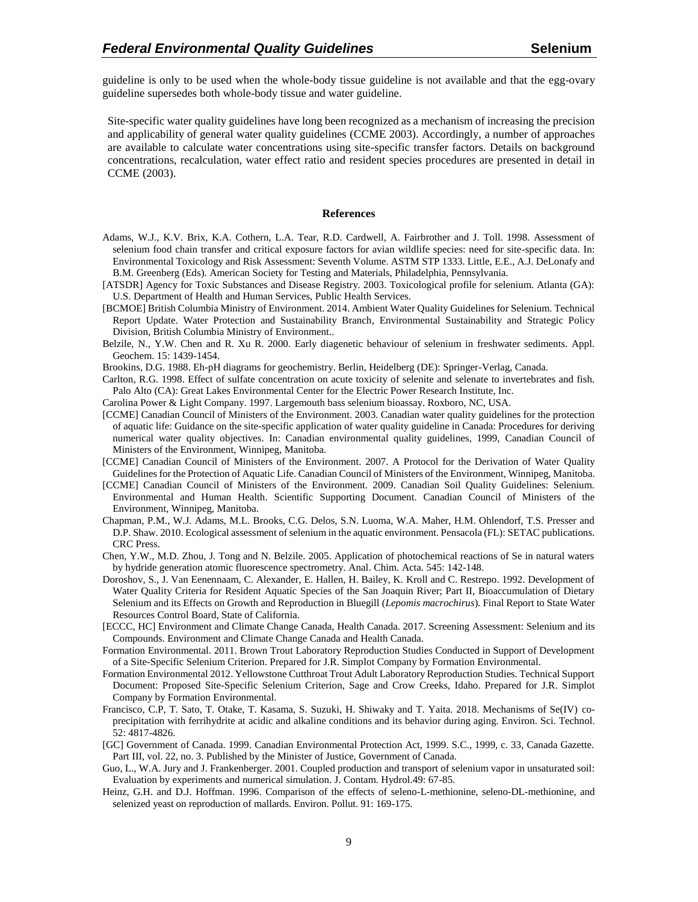guideline is only to be used when the whole-body tissue guideline is not available and that the egg-ovary guideline supersedes both whole-body tissue and water guideline.

Site-specific water quality guidelines have long been recognized as a mechanism of increasing the precision and applicability of general water quality guidelines (CCME 2003). Accordingly, a number of approaches are available to calculate water concentrations using site-specific transfer factors. Details on background concentrations, recalculation, water effect ratio and resident species procedures are presented in detail in CCME (2003).

## References

Adams, W.J., K.V. Brix, K.A. Cothern, L.A. Tear, R.D. Cardwell, A. Fairbrother and J. Toll. 1998. Assessment of selenium food chain transfer and critical exposure factors for avian wildlife species: need for site-specific data. In: Environmental Toxicology and Risk Assessment: Seventh Volume. ASTM STP 1333. Little, E.E., A.J. DeLonafy and B.M. Greenberg (Eds). American Society for Testing and Materials, Philadelphia, Pennsylvania.

[ATSDR] Agency for Toxic Substances and Disease Registry. 2003. Toxicological profile for selenium. Atlanta (GA): U.S. Department of Health and Human Services, Public Health Services.

[BCMOE] British Columbia Ministry of Environment. 2014. Ambient Water Quality Guidelines for Selenium. Technical Report Update. Water Protection and Sustainability Branch, Environmental Sustainability and Strategic Policy Division, British Columbia Ministry of Environment..

Belzile, N., Y.W. Chen and R. Xu R. 2000. Early diagenetic behaviour of selenium in freshwater sediments. Appl. Geochem. 15: 1439-1454.

Brookins, D.G. 1988. Eh-pH diagrams for geochemistry. Berlin, Heidelberg (DE): Springer-Verlag, Canada.

Carlton, R.G. 1998. Effect of sulfate concentration on acute toxicity of selenite and selenate to invertebrates and fish. Palo Alto (CA): Great Lakes Environmental Center for the Electric Power Research Institute, Inc.

Carolina Power & Light Company. 1997. Largemouth bass selenium bioassay. Roxboro, NC, USA.

[CCME] Canadian Council of Ministers of the Environment. 2003. Canadian water quality guidelines for the protection of aquatic life: Guidance on the site-specific application of water quality guideline in Canada: Procedures for deriving numerical water quality objectives. In: Canadian environmental quality guidelines, 1999, Canadian Council of Ministers of the Environment, Winnipeg, Manitoba.

[CCME] Canadian Council of Ministers of the Environment. 2007. A Protocol for the Derivation of Water Quality Guidelines for the Protection of Aquatic Life. Canadian Council of Ministers of the Environment, Winnipeg, Manitoba.

[CCME] Canadian Council of Ministers of the Environment. 2009. Canadian Soil Quality Guidelines: Selenium. Environmental and Human Health. Scientific Supporting Document. Canadian Council of Ministers of the Environment, Winnipeg, Manitoba.

Chapman, P.M., W.J. Adams, M.L. Brooks, C.G. Delos, S.N. Luoma, W.A. Maher, H.M. Ohlendorf, T.S. Presser and D.P. Shaw. 2010. Ecological assessment of selenium in the aquatic environment. Pensacola (FL): SETAC publications. CRC Press.

Chen, Y.W., M.D. Zhou, J. Tong and N. Belzile. 2005. Application of photochemical reactions of Se in natural waters by hydride generation atomic fluorescence spectrometry. Anal. Chim. Acta. 545: 142-148.

Doroshov, S., J. Van Eenennaam, C. Alexander, E. Hallen, H. Bailey, K. Kroll and C. Restrepo. 1992. Development of Water Quality Criteria for Resident Aquatic Species of the San Joaquin River; Part II, Bioaccumulation of Dietary Selenium and its Effects on Growth and Reproduction in Bluegill (*Lepomis macrochirus*). Final Report to State Water Resources Control Board, State of California.

[ECCC, HC] Environment and Climate Change Canada, Health Canada. 2017. Screening Assessment: Selenium and its Compounds. Environment and Climate Change Canada and Health Canada.

Formation Environmental. 2011. Brown Trout Laboratory Reproduction Studies Conducted in Support of Development of a Site-Specific Selenium Criterion. Prepared for J.R. Simplot Company by Formation Environmental.

Formation Environmental 2012. Yellowstone Cutthroat Trout Adult Laboratory Reproduction Studies. Technical Support Document: Proposed Site-Specific Selenium Criterion, Sage and Crow Creeks, Idaho. Prepared for J.R. Simplot Company by Formation Environmental.

Francisco, C.P, T. Sato, T. Otake, T. Kasama, S. Suzuki, H. Shiwaky and T. Yaita. 2018. Mechanisms of Se(IV) co-precipitation with ferrihydrite at acidic and alkaline conditions and its behavior during aging. Environ. Sci. Technol. 52: 4817-4826.

[GC] Government of Canada. 1999. Canadian Environmental Protection Act, 1999. S.C., 1999, c. 33, Canada Gazette. Part III, vol. 22, no. 3. Published by the Minister of Justice, Government of Canada.

Guo, L., W.A. Jury and J. Frankenberger. 2001. Coupled production and transport of selenium vapor in unsaturated soil: Evaluation by experiments and numerical simulation. J. Contam. Hydrol.49: 67-85.

Heinz, G.H. and D.J. Hoffman. 1996. Comparison of the effects of seleno-L-methionine, seleno-DL-methionine, and selenized yeast on reproduction of mallards. Environ. Pollut. 91: 169-175.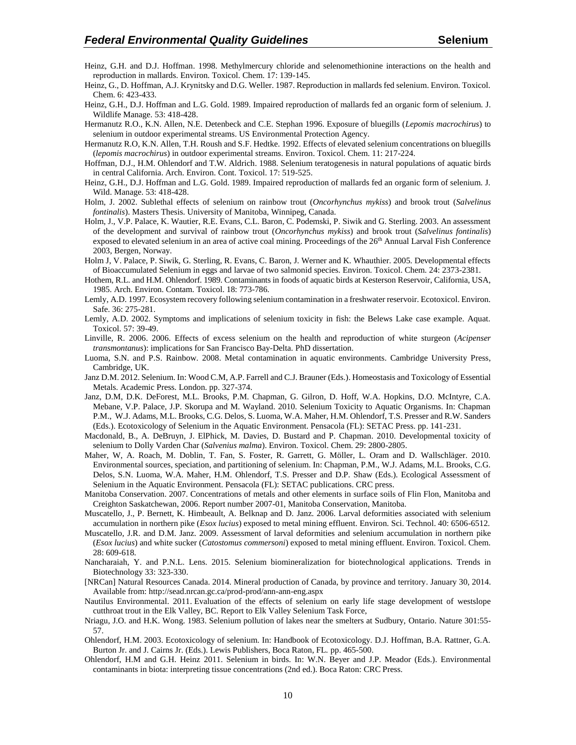Heinz, G.H. and D.J. Hoffman. 1998. Methylmercury chloride and selenomethionine interactions on the health and reproduction in mallards. Environ. Toxicol. Chem. 17: 139-145.

Heinz, G., D. Hoffman, A.J. Krynitsky and D.G. Weller. 1987. Reproduction in mallards fed selenium. Environ. Toxicol. Chem. 6: 423-433.

Heinz, G.H., D.J. Hoffman and L.G. Gold. 1989. Impaired reproduction of mallards fed an organic form of selenium. J. Wildlife Manage. 53: 418-428.

Hermanutz R.O., K.N. Allen, N.E. Detenbeck and C.E. Stephan 1996. Exposure of bluegills (*Lepomis macrochirus*) to selenium in outdoor experimental streams. US Environmental Protection Agency.

Hermanutz R.O, K.N. Allen, T.H. Roush and S.F. Hedtke. 1992. Effects of elevated selenium concentrations on bluegills (*lepomis macrochirus*) in outdoor experimental streams. Environ. Toxicol. Chem. 11: 217-224.

Hoffman, D.J., H.M. Ohlendorf and T.W. Aldrich. 1988. Selenium teratogenesis in natural populations of aquatic birds in central California. Arch. Environ. Cont. Toxicol. 17: 519-525.

Heinz, G.H., D.J. Hoffman and L.G. Gold. 1989. Impaired reproduction of mallards fed an organic form of selenium. J. Wild. Manage. 53: 418-428.

Holm, J. 2002. Sublethal effects of selenium on rainbow trout (*Oncorhynchus mykiss*) and brook trout (*Salvelinus fontinalis*). Masters Thesis. University of Manitoba, Winnipeg, Canada.

Holm, J., V.P. Palace, K. Wautier, R.E. Evans, C.L. Baron, C. Podemski, P. Siwik and G. Sterling. 2003. An assessment of the development and survival of rainbow trout (*Oncorhynchus mykiss*) and brook trout (*Salvelinus fontinalis*) exposed to elevated selenium in an area of active coal mining. Proceedings of the 26th Annual Larval Fish Conference 2003, Bergen, Norway.

Holm J, V. Palace, P. Siwik, G. Sterling, R. Evans, C. Baron, J. Werner and K. Whauthier. 2005. Developmental effects of Bioaccumulated Selenium in eggs and larvae of two salmonid species. Environ. Toxicol. Chem. 24: 2373-2381.

Hothem, R.L. and H.M. Ohlendorf. 1989. Contaminants in foods of aquatic birds at Kesterson Reservoir, California, USA, 1985. Arch. Environ. Contam. Toxicol. 18: 773-786.

Lemly, A.D. 1997. Ecosystem recovery following selenium contamination in a freshwater reservoir. Ecotoxicol. Environ. Safe. 36: 275-281.

Lemly, A.D. 2002. Symptoms and implications of selenium toxicity in fish: the Belews Lake case example. Aquat. Toxicol. 57: 39-49.

Linville, R. 2006. 2006. Effects of excess selenium on the health and reproduction of white sturgeon (*Acipenser transmontanus*): implications for San Francisco Bay-Delta. PhD dissertation.

Luoma, S.N. and P.S. Rainbow. 2008. Metal contamination in aquatic environments. Cambridge University Press, Cambridge, UK.

Janz D.M. 2012. Selenium. In: Wood C.M, A.P. Farrell and C.J. Brauner (Eds.). Homeostasis and Toxicology of Essential Metals. Academic Press. London. pp. 327-374.

Janz, D.M, D.K. DeForest, M.L. Brooks, P.M. Chapman, G. Gilron, D. Hoff, W.A. Hopkins, D.O. McIntyre, C.A. Mebane, V.P. Palace, J.P. Skorupa and M. Wayland. 2010. Selenium Toxicity to Aquatic Organisms. In: Chapman P.M., W.J. Adams, M.L. Brooks, C.G. Delos, S. Luoma, W.A. Maher, H.M. Ohlendorf, T.S. Presser and R.W. Sanders (Eds.). Ecotoxicology of Selenium in the Aquatic Environment. Pensacola (FL): SETAC Press. pp. 141-231.

Macdonald, B., A. DeBruyn, J. ElPhick, M. Davies, D. Bustard and P. Chapman. 2010. Developmental toxicity of selenium to Dolly Varden Char (*Salvenius malma*). Environ. Toxicol. Chem. 29: 2800-2805.

Maher, W, A. Roach, M. Doblin, T. Fan, S. Foster, R. Garrett, G. Möller, L. Oram and D. Wallschläger. 2010. Environmental sources, speciation, and partitioning of selenium. In: Chapman, P.M., W.J. Adams, M.L. Brooks, C.G. Delos, S.N. Luoma, W.A. Maher, H.M. Ohlendorf, T.S. Presser and D.P. Shaw (Eds.). Ecological Assessment of Selenium in the Aquatic Environment. Pensacola (FL): SETAC publications. CRC press.

Manitoba Conservation. 2007. Concentrations of metals and other elements in surface soils of Flin Flon, Manitoba and Creighton Saskatchewan, 2006. Report number 2007-01, Manitoba Conservation, Manitoba.

Muscatello, J., P. Bernett, K. Himbeault, A. Belknap and D. Janz. 2006. Larval deformities associated with selenium accumulation in northern pike (*Esox lucius*) exposed to metal mining effluent. Environ. Sci. Technol. 40: 6506-6512.

Muscatello, J.R. and D.M. Janz. 2009. Assessment of larval deformities and selenium accumulation in northern pike (*Esox lucius*) and white sucker (*Catostomus commersoni*) exposed to metal mining effluent. Environ. Toxicol. Chem. 28: 609-618.

Nancharaiah, Y. and P.N.L. Lens. 2015. Selenium biomineralization for biotechnological applications. Trends in Biotechnology 33: 323-330.

[NRCan] Natural Resources Canada. 2014. Mineral production of Canada, by province and territory. January 30, 2014. Available from: http://sead.nrcan.gc.ca/prod-prod/ann-ann-eng.aspx

Nautilus Environmental. 2011. Evaluation of the effects of selenium on early life stage development of westslope cutthroat trout in the Elk Valley, BC. Report to Elk Valley Selenium Task Force,

Nriagu, J.O. and H.K. Wong. 1983. Selenium pollution of lakes near the smelters at Sudbury, Ontario. Nature 301:55-57.

Ohlendorf, H.M. 2003. Ecotoxicology of selenium. In: Handbook of Ecotoxicology. D.J. Hoffman, B.A. Rattner, G.A. Burton Jr. and J. Cairns Jr. (Eds.). Lewis Publishers, Boca Raton, FL. pp. 465-500.

Ohlendorf, H.M and G.H. Heinz 2011. Selenium in birds. In: W.N. Beyer and J.P. Meador (Eds.). Environmental contaminants in biota: interpreting tissue concentrations (2nd ed.). Boca Raton: CRC Press.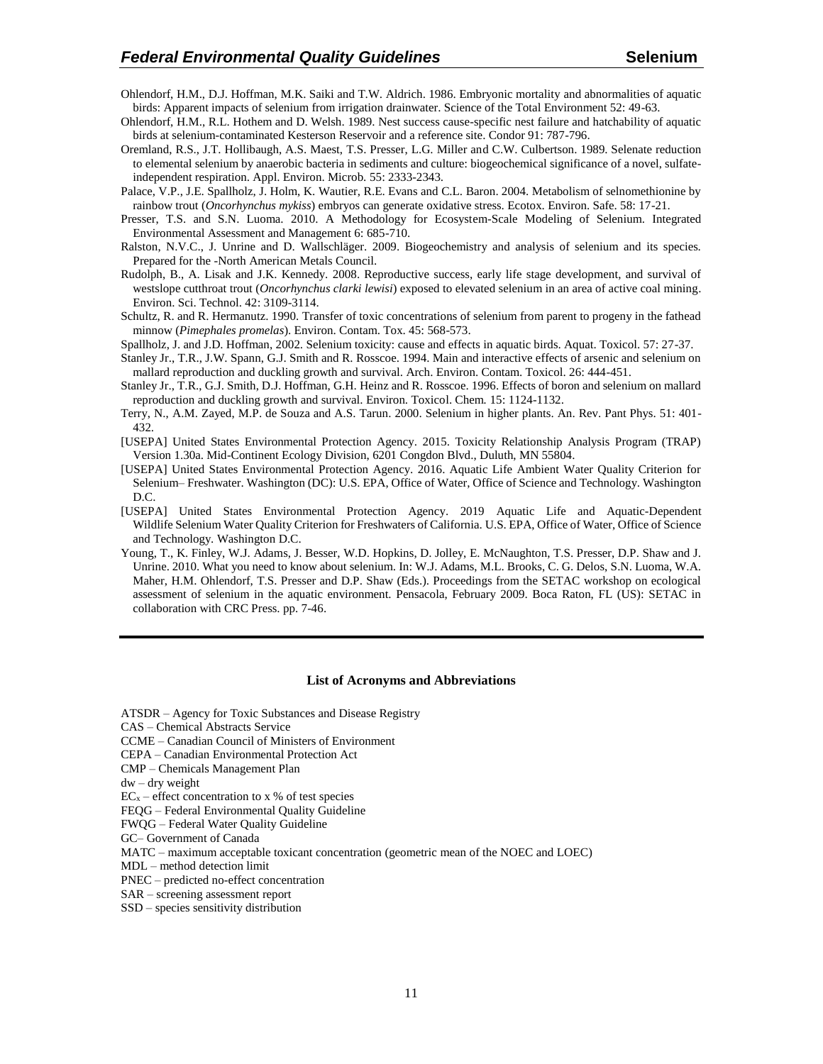Ohlendorf, H.M., D.J. Hoffman, M.K. Saiki and T.W. Aldrich. 1986. Embryonic mortality and abnormalities of aquatic birds: Apparent impacts of selenium from irrigation drainwater. Science of the Total Environment 52: 49-63.

Ohlendorf, H.M., R.L. Hothem and D. Welsh. 1989. Nest success cause-specific nest failure and hatchability of aquatic birds at selenium-contaminated Kesterson Reservoir and a reference site. Condor 91: 787-796.

Oremland, R.S., J.T. Hollibaugh, A.S. Maest, T.S. Presser, L.G. Miller and C.W. Culbertson. 1989. Selenate reduction to elemental selenium by anaerobic bacteria in sediments and culture: biogeochemical significance of a novel, sulfate-independent respiration. Appl. Environ. Microb. 55: 2333-2343.

Palace, V.P., J.E. Spallholz, J. Holm, K. Wautier, R.E. Evans and C.L. Baron. 2004. Metabolism of selnomethionine by rainbow trout (*Oncorhynchus mykiss*) embryos can generate oxidative stress. Ecotox. Environ. Safe. 58: 17-21.

Presser, T.S. and S.N. Luoma. 2010. A Methodology for Ecosystem-Scale Modeling of Selenium. Integrated Environmental Assessment and Management 6: 685-710.

Ralston, N.V.C., J. Unrine and D. Wallschläger. 2009. Biogeochemistry and analysis of selenium and its species. Prepared for the -North American Metals Council.

Rudolph, B., A. Lisak and J.K. Kennedy. 2008. Reproductive success, early life stage development, and survival of westslope cutthroat trout (*Oncorhynchus clarki lewisi*) exposed to elevated selenium in an area of active coal mining. Environ. Sci. Technol. 42: 3109-3114.

Schultz, R. and R. Hermanutz. 1990. Transfer of toxic concentrations of selenium from parent to progeny in the fathead minnow (*Pimephales promelas*). Environ. Contam. Tox. 45: 568-573.

Spallholz, J. and J.D. Hoffman, 2002. Selenium toxicity: cause and effects in aquatic birds. Aquat. Toxicol. 57: 27-37.

Stanley Jr., T.R., J.W. Spann, G.J. Smith and R. Rosscoe. 1994. Main and interactive effects of arsenic and selenium on mallard reproduction and duckling growth and survival. Arch. Environ. Contam. Toxicol. 26: 444-451.

Stanley Jr., T.R., G.J. Smith, D.J. Hoffman, G.H. Heinz and R. Rosscoe. 1996. Effects of boron and selenium on mallard reproduction and duckling growth and survival. Environ. Toxicol. Chem. 15: 1124-1132.

Terry, N., A.M. Zayed, M.P. de Souza and A.S. Tarun. 2000. Selenium in higher plants. An. Rev. Pant Phys. 51: 401-432.

[USEPA] United States Environmental Protection Agency. 2015. Toxicity Relationship Analysis Program (TRAP) Version 1.30a. Mid-Continent Ecology Division, 6201 Congdon Blvd., Duluth, MN 55804.

[USEPA] United States Environmental Protection Agency. 2016. Aquatic Life Ambient Water Quality Criterion for Selenium– Freshwater. Washington (DC): U.S. EPA, Office of Water, Office of Science and Technology. Washington D.C.

[USEPA] United States Environmental Protection Agency. 2019 Aquatic Life and Aquatic-Dependent Wildlife Selenium Water Quality Criterion for Freshwaters of California. U.S. EPA, Office of Water, Office of Science and Technology. Washington D.C.

Young, T., K. Finley, W.J. Adams, J. Besser, W.D. Hopkins, D. Jolley, E. McNaughton, T.S. Presser, D.P. Shaw and J. Unrine. 2010. What you need to know about selenium. In: W.J. Adams, M.L. Brooks, C. G. Delos, S.N. Luoma, W.A. Maher, H.M. Ohlendorf, T.S. Presser and D.P. Shaw (Eds.). Proceedings from the SETAC workshop on ecological assessment of selenium in the aquatic environment. Pensacola, February 2009. Boca Raton, FL (US): SETAC in collaboration with CRC Press. pp. 7-46.

---

**List of Acronyms and Abbreviations**

ATSDR – Agency for Toxic Substances and Disease Registry
CAS – Chemical Abstracts Service
CCME – Canadian Council of Ministers of Environment
CEPA – Canadian Environmental Protection Act
CMP – Chemicals Management Plan
dw – dry weight
$EC_x$ – effect concentration to x % of test species
FEQG – Federal Environmental Quality Guideline
FWQG – Federal Water Quality Guideline
GC– Government of Canada
MATC – maximum acceptable toxicant concentration (geometric mean of the NOEC and LOEC)
MDL – method detection limit
PNEC – predicted no-effect concentration
SAR – screening assessment report
SSD – species sensitivity distribution